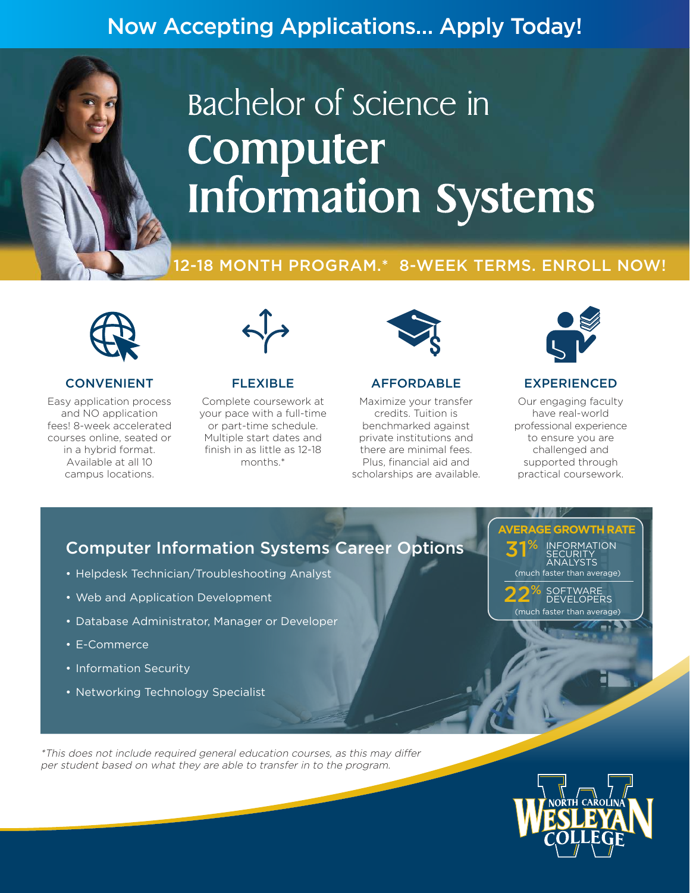Now Accepting Applications... Apply Today!

# Bachelor of Science in Computer Information Systems

12-18 MONTH PROGRAM.* 8-WEEK TERMS. ENROLL NOW!

### CONVENIENT

Easy application process and NO application fees! 8-week accelerated courses online, seated or in a hybrid format. Available at all 10 campus locations.

### FLEXIBLE

Complete coursework at your pace with a full-time or part-time schedule. Multiple start dates and finish in as little as 12-18 months.*

### AFFORDABLE

Maximize your transfer credits. Tuition is benchmarked against private institutions and there are minimal fees. Plus, financial aid and scholarships are available.

### EXPERIENCED

Our engaging faculty have real-world professional experience to ensure you are challenged and supported through practical coursework.

## Computer Information Systems Career Options

- Helpdesk Technician/Troubleshooting Analyst
- Web and Application Development
- Database Administrator, Manager or Developer
- E-Commerce
- Information Security
- Networking Technology Specialist

**AVERAGE GROWTH RATE**

31% INFORMATION SECURITY ANALYSTS (much faster than average)

22% SOFTWARE DEVELOPERS (much faster than average)

*This does not include required general education courses, as this may differ per student based on what they are able to transfer in to the program.*

NORTH CAROLINA WESLEYAN COLLEGE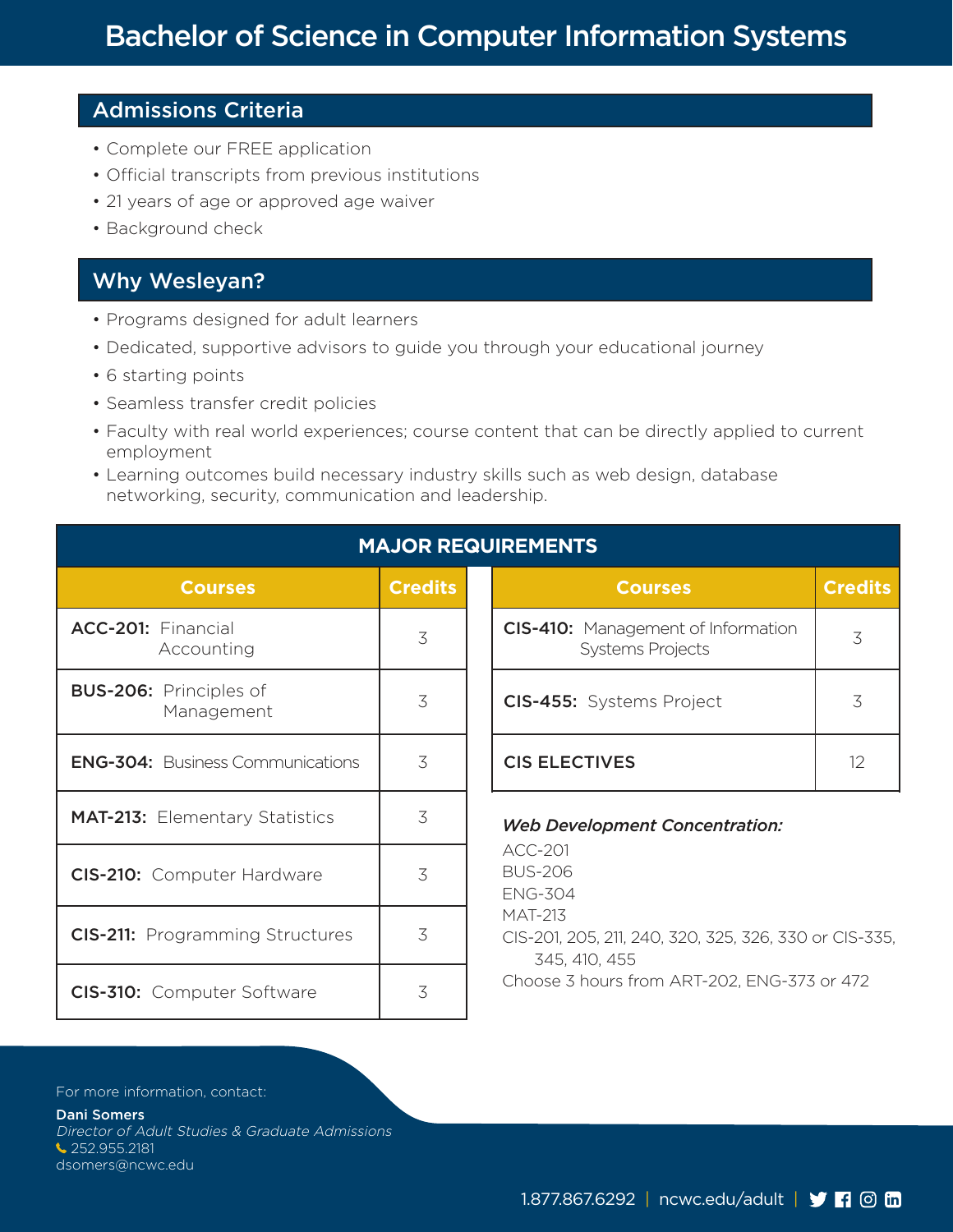# Bachelor of Science in Computer Information Systems

## Admissions Criteria

- Complete our FREE application
- Official transcripts from previous institutions
- 21 years of age or approved age waiver
- Background check

## Why Wesleyan?

- Programs designed for adult learners
- Dedicated, supportive advisors to guide you through your educational journey
- 6 starting points
- Seamless transfer credit policies
- Faculty with real world experiences; course content that can be directly applied to current employment
- Learning outcomes build necessary industry skills such as web design, database networking, security, communication and leadership.

## MAJOR REQUIREMENTS

| Courses | Credits |
| --- | --- |
| **ACC-201:** Financial Accounting | 3 |
| **BUS-206:** Principles of Management | 3 |
| **ENG-304:** Business Communications | 3 |
| **MAT-213:** Elementary Statistics | 3 |
| **CIS-210:** Computer Hardware | 3 |
| **CIS-211:** Programming Structures | 3 |
| **CIS-310:** Computer Software | 3 |

| Courses | Credits |
| --- | --- |
| **CIS-410:** Management of Information Systems Projects | 3 |
| **CIS-455:** Systems Project | 3 |
| **CIS ELECTIVES** | 12 |

***Web Development Concentration:***

ACC-201
BUS-206
ENG-304
MAT-213
CIS-201, 205, 211, 240, 320, 325, 326, 330 or CIS-335, 345, 410, 455
Choose 3 hours from ART-202, ENG-373 or 472

For more information, contact:

**Dani Somers**
*Director of Adult Studies & Graduate Admissions*
252.955.2181
dsomers@ncwc.edu

1.877.867.6292 | ncwc.edu/adult